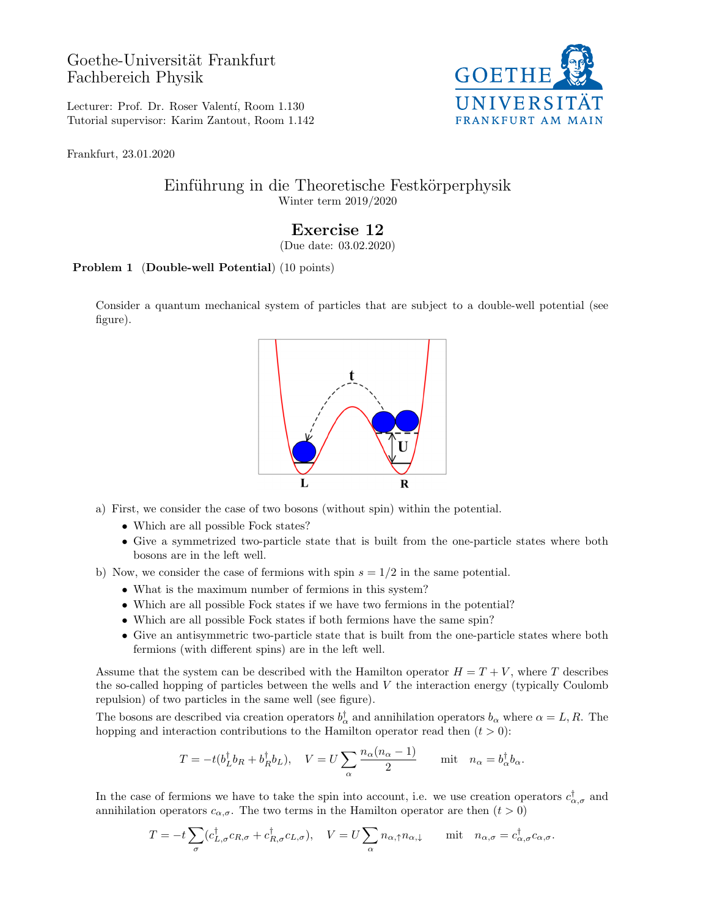Goethe-Universität Frankfurt
Fachbereich Physik

Lecturer: Prof. Dr. Roser Valentí, Room 1.130
Tutorial supervisor: Karim Zantout, Room 1.142

GOETHE UNIVERSITÄT FRANKFURT AM MAIN

Frankfurt, 23.01.2020

# Einführung in die Theoretische Festkörperphysik

Winter term 2019/2020

## Exercise 12

(Due date: 03.02.2020)

**Problem 1** (**Double-well Potential**) (10 points)

Consider a quantum mechanical system of particles that are subject to a double-well potential (see figure).

a) First, we consider the case of two bosons (without spin) within the potential.
   - Which are all possible Fock states?
   - Give a symmetrized two-particle state that is built from the one-particle states where both bosons are in the left well.

b) Now, we consider the case of fermions with spin $s = 1/2$ in the same potential.
   - What is the maximum number of fermions in this system?
   - Which are all possible Fock states if we have two fermions in the potential?
   - Which are all possible Fock states if both fermions have the same spin?
   - Give an antisymmetric two-particle state that is built from the one-particle states where both fermions (with different spins) are in the left well.

Assume that the system can be described with the Hamilton operator $H = T + V$, where $T$ describes the so-called hopping of particles between the wells and $V$ the interaction energy (typically Coulomb repulsion) of two particles in the same well (see figure).

The bosons are described via creation operators $b_\alpha^\dagger$ and annihilation operators $b_\alpha$ where $\alpha = L, R$. The hopping and interaction contributions to the Hamilton operator read then ($t > 0$):

$$T = -t(b_L^\dagger b_R + b_R^\dagger b_L), \quad V = U \sum_\alpha \frac{n_\alpha(n_\alpha - 1)}{2} \qquad \text{mit} \quad n_\alpha = b_\alpha^\dagger b_\alpha.$$

In the case of fermions we have to take the spin into account, i.e. we use creation operators $c_{\alpha,\sigma}^\dagger$ and annihilation operators $c_{\alpha,\sigma}$. The two terms in the Hamilton operator are then ($t > 0$)

$$T = -t \sum_\sigma (c_{L,\sigma}^\dagger c_{R,\sigma} + c_{R,\sigma}^\dagger c_{L,\sigma}), \quad V = U \sum_\alpha n_{\alpha,\uparrow} n_{\alpha,\downarrow} \qquad \text{mit} \quad n_{\alpha,\sigma} = c_{\alpha,\sigma}^\dagger c_{\alpha,\sigma}.$$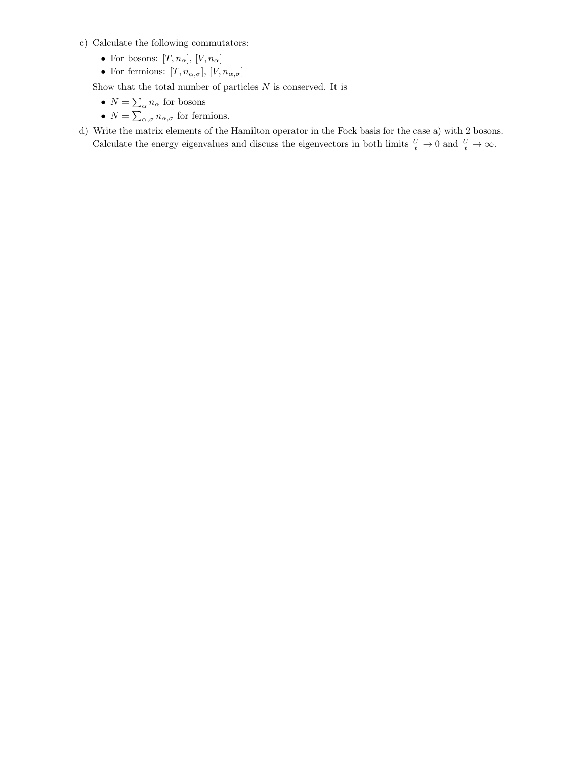c) Calculate the following commutators:

- For bosons: $[T, n_\alpha]$, $[V, n_\alpha]$
- For fermions: $[T, n_{\alpha,\sigma}]$, $[V, n_{\alpha,\sigma}]$

Show that the total number of particles $N$ is conserved. It is

- $N = \sum_\alpha n_\alpha$ for bosons
- $N = \sum_{\alpha,\sigma} n_{\alpha,\sigma}$ for fermions.

d) Write the matrix elements of the Hamilton operator in the Fock basis for the case a) with 2 bosons. Calculate the energy eigenvalues and discuss the eigenvectors in both limits $\frac{U}{t} \to 0$ and $\frac{U}{t} \to \infty$.